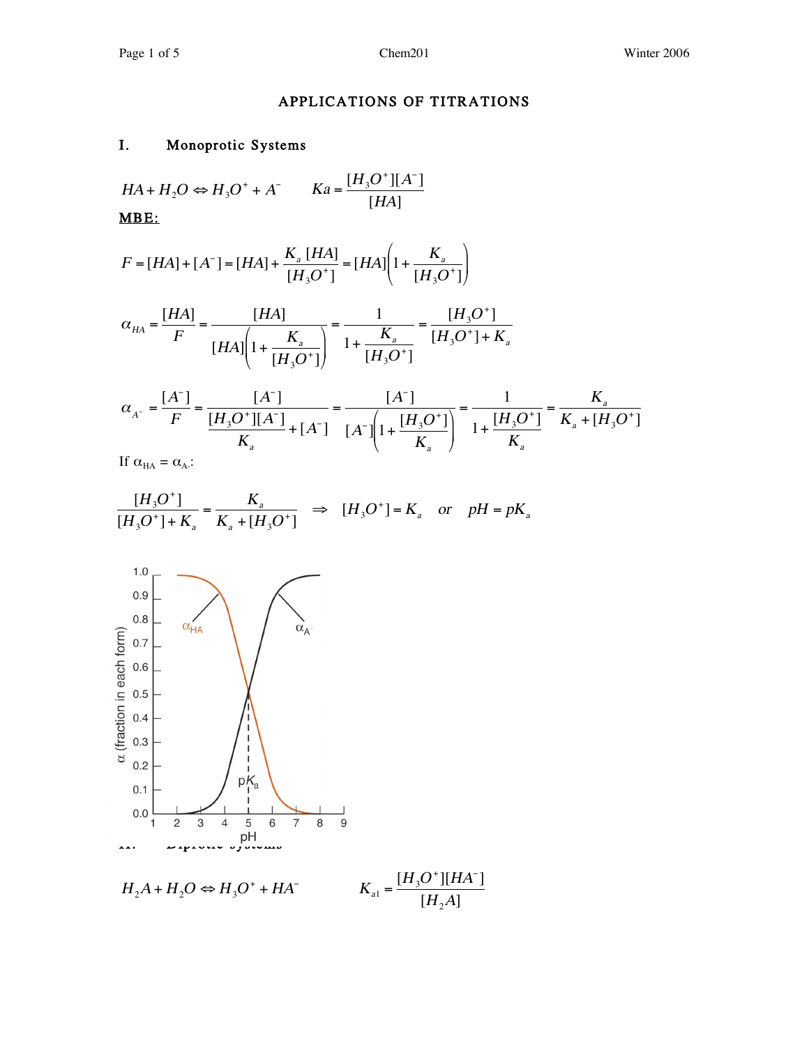# APPLICATIONS OF TITRATIONS

## I. Monoprotic Systems

$$HA + H_2O \Leftrightarrow H_3O^+ + A^- \qquad Ka = \frac{[H_3O^+][A^-]}{[HA]}$$

**MBE:**

$$F = [HA] + [A^-] = [HA] + \frac{K_a\,[HA]}{[H_3O^+]} = [HA]\left(1 + \frac{K_a}{[H_3O^+]}\right)$$

$$\alpha_{HA} = \frac{[HA]}{F} = \frac{[HA]}{[HA]\left(1 + \dfrac{K_a}{[H_3O^+]}\right)} = \frac{1}{1 + \dfrac{K_a}{[H_3O^+]}} = \frac{[H_3O^+]}{[H_3O^+] + K_a}$$

$$\alpha_{A^-} = \frac{[A^-]}{F} = \frac{[A^-]}{\dfrac{[H_3O^+][A^-]}{K_a} + [A^-]} = \frac{[A^-]}{[A^-]\left(1 + \dfrac{[H_3O^+]}{K_a}\right)} = \frac{1}{1 + \dfrac{[H_3O^+]}{K_a}} = \frac{K_a}{K_a + [H_3O^+]}$$

If $\alpha_{HA} = \alpha_{A^-}$:

$$\frac{[H_3O^+]}{[H_3O^+] + K_a} = \frac{K_a}{K_a + [H_3O^+]} \quad \Rightarrow \quad [H_3O^+] = K_a \quad or \quad pH = pK_a$$

## II. Diprotic Systems

$$H_2A + H_2O \Leftrightarrow H_3O^+ + HA^- \qquad K_{a1} = \frac{[H_3O^+][HA^-]}{[H_2A]}$$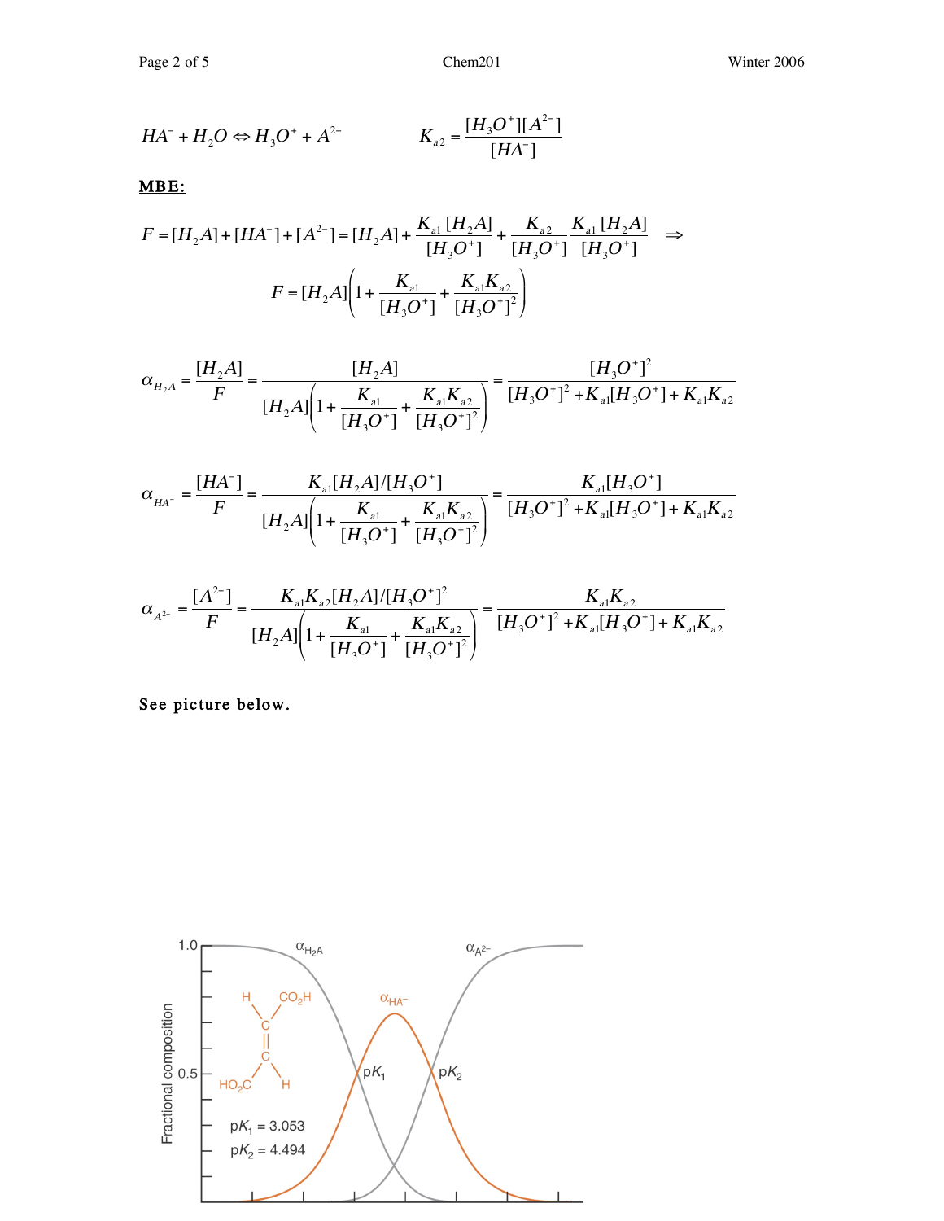$$HA^- + H_2O \Leftrightarrow H_3O^+ + A^{2-} \qquad K_{a2} = \frac{[H_3O^+][A^{2-}]}{[HA^-]}$$

**MBE:**

$$F = [H_2A] + [HA^-] + [A^{2-}] = [H_2A] + \frac{K_{a1}[H_2A]}{[H_3O^+]} + \frac{K_{a2}}{[H_3O^+]}\frac{K_{a1}[H_2A]}{[H_3O^+]} \quad \Rightarrow$$

$$F = [H_2A]\left(1 + \frac{K_{a1}}{[H_3O^+]} + \frac{K_{a1}K_{a2}}{[H_3O^+]^2}\right)$$

$$\alpha_{H_2A} = \frac{[H_2A]}{F} = \frac{[H_2A]}{[H_2A]\left(1 + \frac{K_{a1}}{[H_3O^+]} + \frac{K_{a1}K_{a2}}{[H_3O^+]^2}\right)} = \frac{[H_3O^+]^2}{[H_3O^+]^2 + K_{a1}[H_3O^+] + K_{a1}K_{a2}}$$

$$\alpha_{HA^-} = \frac{[HA^-]}{F} = \frac{K_{a1}[H_2A]/[H_3O^+]}{[H_2A]\left(1 + \frac{K_{a1}}{[H_3O^+]} + \frac{K_{a1}K_{a2}}{[H_3O^+]^2}\right)} = \frac{K_{a1}[H_3O^+]}{[H_3O^+]^2 + K_{a1}[H_3O^+] + K_{a1}K_{a2}}$$

$$\alpha_{A^{2-}} = \frac{[A^{2-}]}{F} = \frac{K_{a1}K_{a2}[H_2A]/[H_3O^+]^2}{[H_2A]\left(1 + \frac{K_{a1}}{[H_3O^+]} + \frac{K_{a1}K_{a2}}{[H_3O^+]^2}\right)} = \frac{K_{a1}K_{a2}}{[H_3O^+]^2 + K_{a1}[H_3O^+] + K_{a1}K_{a2}}$$

See picture below.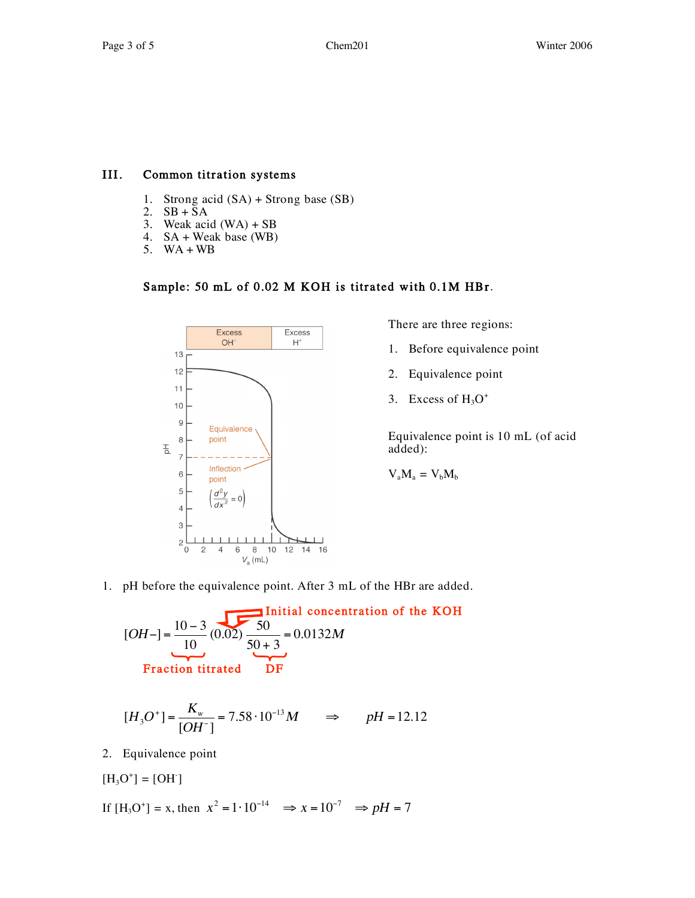## III. Common titration systems

1. Strong acid (SA) + Strong base (SB)
2. SB + SA
3. Weak acid (WA) + SB
4. SA + Weak base (WB)
5. WA + WB

**Sample: 50 mL of 0.02 M KOH is titrated with 0.1M HBr.**

There are three regions:

1. Before equivalence point
2. Equivalence point
3. Excess of $H_3O^+$

Equivalence point is 10 mL (of acid added):

$V_aM_a = V_bM_b$

1. pH before the equivalence point. After 3 mL of the HBr are added.

$$[OH^-] = \underbrace{\frac{10-3}{10}}_{\text{Fraction titrated}} \underbrace{(0.02)}_{\text{Initial concentration of the KOH}} \underbrace{\frac{50}{50+3}}_{\text{DF}} = 0.0132M$$

$$[H_3O^+] = \frac{K_w}{[OH^-]} = 7.58 \cdot 10^{-13} M \qquad \Rightarrow \qquad pH = 12.12$$

2. Equivalence point

$[H_3O^+] = [OH^-]$

If $[H_3O^+] = x$, then $x^2 = 1 \cdot 10^{-14} \quad \Rightarrow x = 10^{-7} \quad \Rightarrow pH = 7$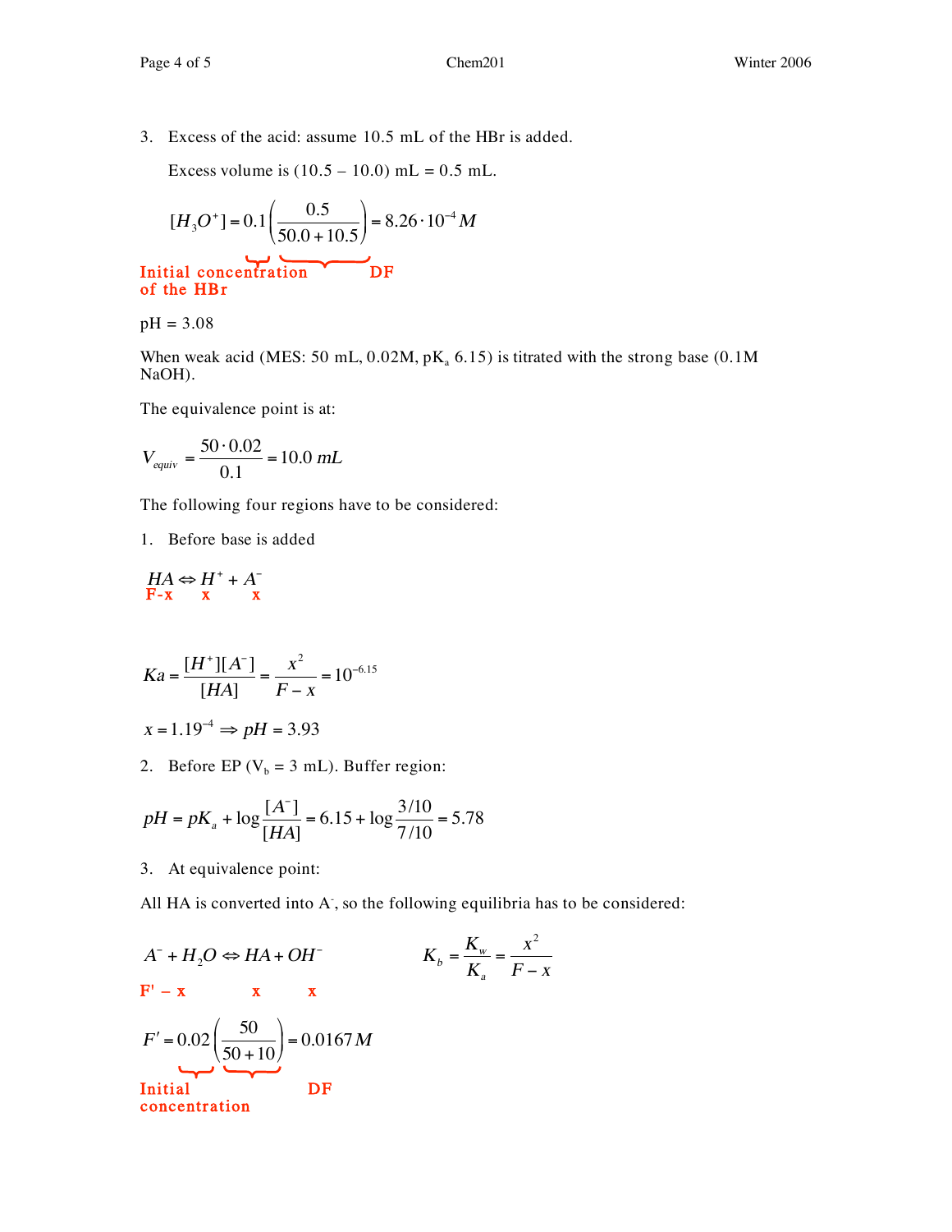3. Excess of the acid: assume 10.5 mL of the HBr is added.

   Excess volume is (10.5 – 10.0) mL = 0.5 mL.

$$[H_3O^+] = 0.1\left(\frac{0.5}{50.0 + 10.5}\right) = 8.26 \cdot 10^{-4} M$$

**Initial concentration of the HBr** (0.1) — **DF** $\left(\frac{0.5}{50.0+10.5}\right)$

pH = 3.08

When weak acid (MES: 50 mL, 0.02M, $pK_a$ 6.15) is titrated with the strong base (0.1M NaOH).

The equivalence point is at:

$$V_{equiv} = \frac{50 \cdot 0.02}{0.1} = 10.0\ mL$$

The following four regions have to be considered:

1. Before base is added

$$\underset{F-x}{HA} \Leftrightarrow \underset{x}{H^+} + \underset{x}{A^-}$$

$$Ka = \frac{[H^+][A^-]}{[HA]} = \frac{x^2}{F - x} = 10^{-6.15}$$

$$x = 1.19^{-4} \Rightarrow pH = 3.93$$

2. Before EP ($V_b$ = 3 mL). Buffer region:

$$pH = pK_a + \log\frac{[A^-]}{[HA]} = 6.15 + \log\frac{3/10}{7/10} = 5.78$$

3. At equivalence point:

All HA is converted into $A^-$, so the following equilibria has to be considered:

$$\underset{F'-x}{A^-} + H_2O \Leftrightarrow \underset{x}{HA} + \underset{x}{OH^-} \qquad K_b = \frac{K_w}{K_a} = \frac{x^2}{F - x}$$

$$F' = 0.02\left(\frac{50}{50 + 10}\right) = 0.0167 M$$

**Initial concentration** (0.02) — **DF** $\left(\frac{50}{50+10}\right)$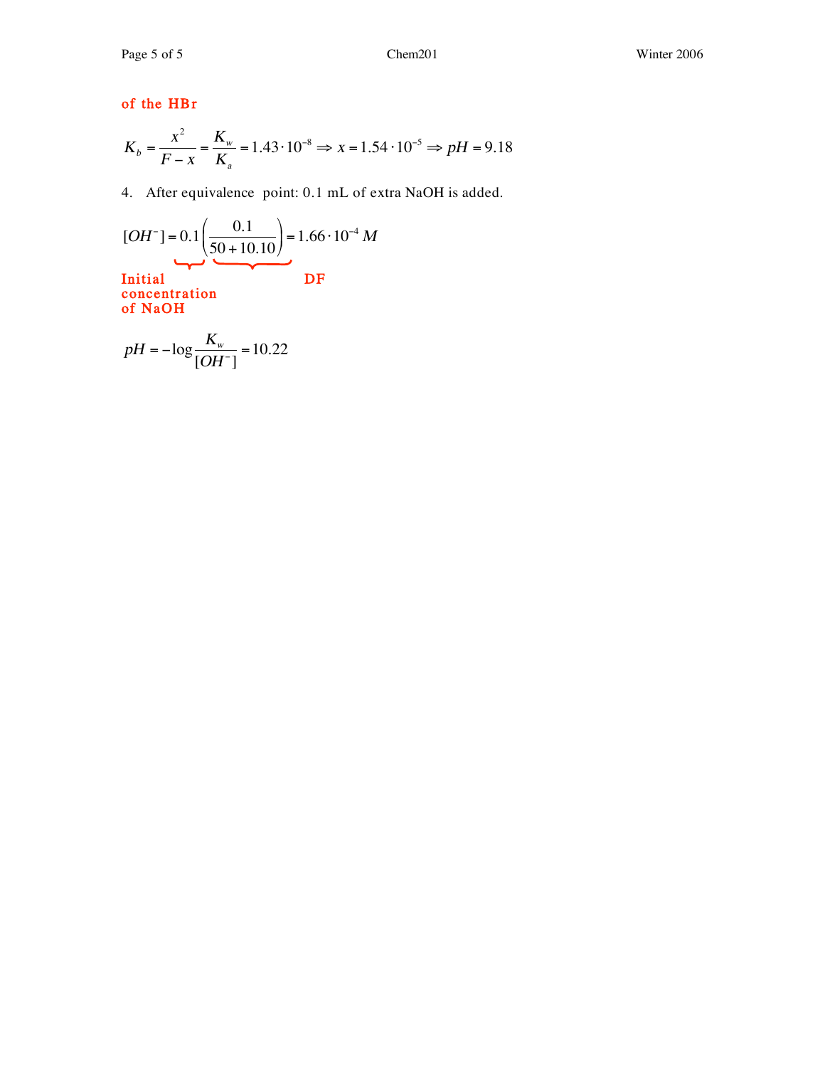**of the HBr**

$$K_b = \frac{x^2}{F - x} = \frac{K_w}{K_a} = 1.43 \cdot 10^{-8} \Rightarrow x = 1.54 \cdot 10^{-5} \Rightarrow pH = 9.18$$

4. After equivalence point: 0.1 mL of extra NaOH is added.

$$[OH^-] = \underbrace{0.1}_{\text{Initial concentration of NaOH}} \underbrace{\left(\frac{0.1}{50 + 10.10}\right)}_{\text{DF}} = 1.66 \cdot 10^{-4}\, M$$

$$pH = -\log \frac{K_w}{[OH^-]} = 10.22$$